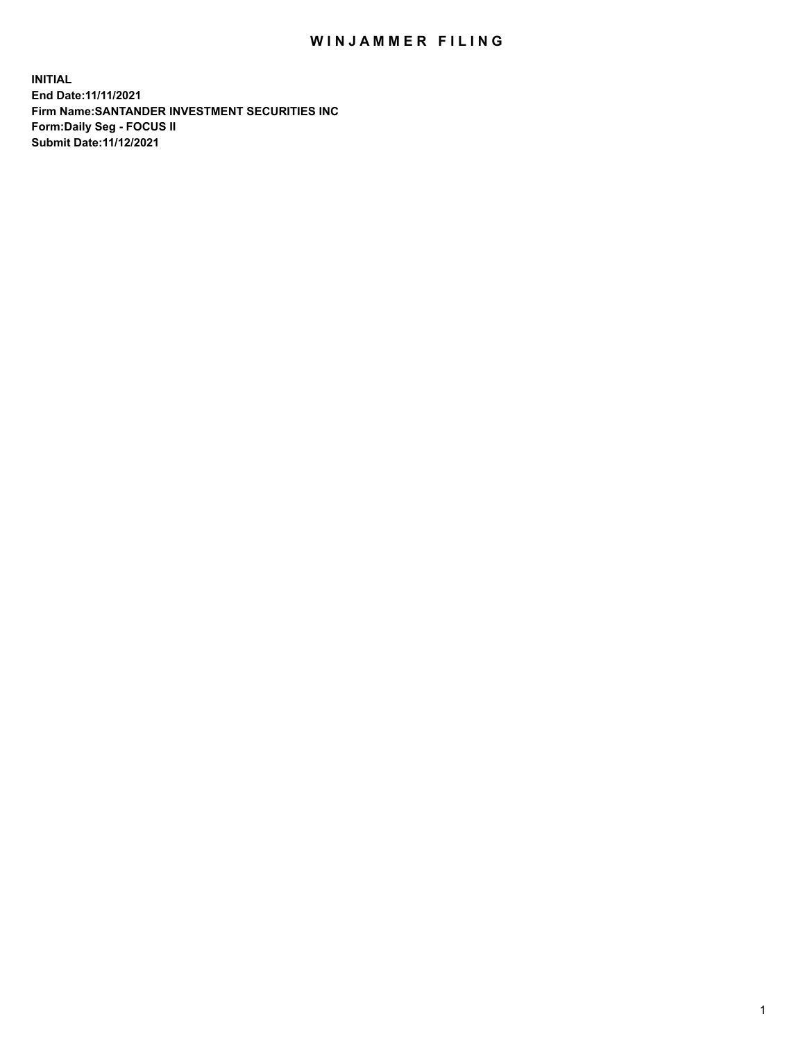# WINJAMMER FILING

**INITIAL**
**End Date:11/11/2021**
**Firm Name:SANTANDER INVESTMENT SECURITIES INC**
**Form:Daily Seg - FOCUS II**
**Submit Date:11/12/2021**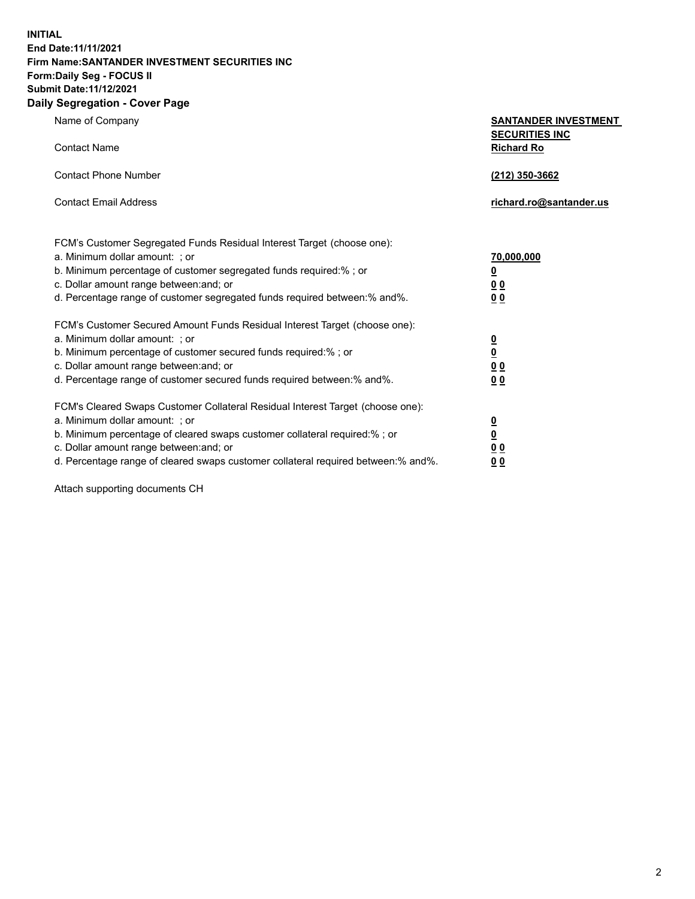**INITIAL**
**End Date:11/11/2021**
**Firm Name:SANTANDER INVESTMENT SECURITIES INC**
**Form:Daily Seg - FOCUS II**
**Submit Date:11/12/2021**

## Daily Segregation - Cover Page

| | |
|---|---|
| Name of Company | **SANTANDER INVESTMENT SECURITIES INC** |
| Contact Name | **Richard Ro** |
| Contact Phone Number | **(212) 350-3662** |
| Contact Email Address | **richard.ro@santander.us** |

| | |
|---|---|
| FCM's Customer Segregated Funds Residual Interest Target (choose one): | |
| a. Minimum dollar amount: ; or | **70,000,000** |
| b. Minimum percentage of customer segregated funds required:% ; or | **0** |
| c. Dollar amount range between:and; or | **0 0** |
| d. Percentage range of customer segregated funds required between:% and%. | **0 0** |
| FCM's Customer Secured Amount Funds Residual Interest Target (choose one): | |
| a. Minimum dollar amount: ; or | **0** |
| b. Minimum percentage of customer secured funds required:% ; or | **0** |
| c. Dollar amount range between:and; or | **0 0** |
| d. Percentage range of customer secured funds required between:% and%. | **0 0** |
| FCM's Cleared Swaps Customer Collateral Residual Interest Target (choose one): | |
| a. Minimum dollar amount: ; or | **0** |
| b. Minimum percentage of cleared swaps customer collateral required:% ; or | **0** |
| c. Dollar amount range between:and; or | **0 0** |
| d. Percentage range of cleared swaps customer collateral required between:% and%. | **0 0** |

Attach supporting documents CH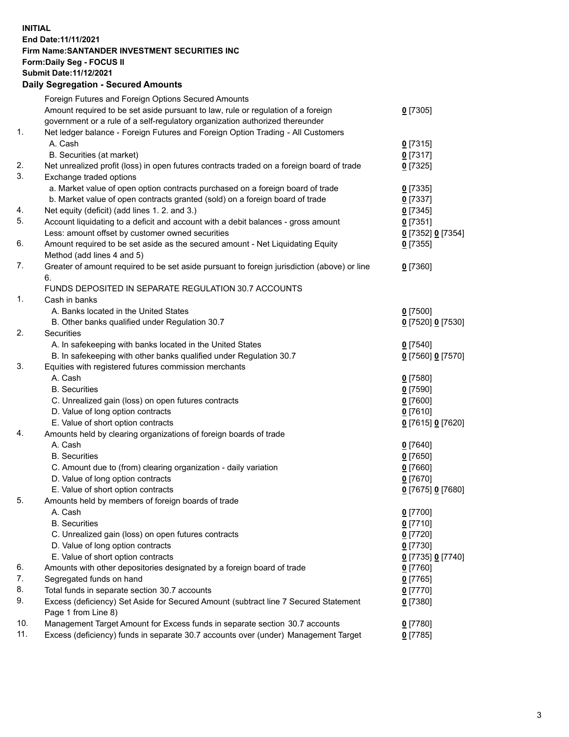**INITIAL**
**End Date:11/11/2021**
**Firm Name:SANTANDER INVESTMENT SECURITIES INC**
**Form:Daily Seg - FOCUS II**
**Submit Date:11/12/2021**

### Daily Segregation - Secured Amounts

| | | |
|---|---|---|
| | Foreign Futures and Foreign Options Secured Amounts | |
| | Amount required to be set aside pursuant to law, rule or regulation of a foreign government or a rule of a self-regulatory organization authorized thereunder | 0 [7305] |
| 1. | Net ledger balance - Foreign Futures and Foreign Option Trading - All Customers | |
| | A. Cash | 0 [7315] |
| | B. Securities (at market) | 0 [7317] |
| 2. | Net unrealized profit (loss) in open futures contracts traded on a foreign board of trade | 0 [7325] |
| 3. | Exchange traded options | |
| | a. Market value of open option contracts purchased on a foreign board of trade | 0 [7335] |
| | b. Market value of open contracts granted (sold) on a foreign board of trade | 0 [7337] |
| 4. | Net equity (deficit) (add lines 1. 2. and 3.) | 0 [7345] |
| 5. | Account liquidating to a deficit and account with a debit balances - gross amount | 0 [7351] |
| | Less: amount offset by customer owned securities | 0 [7352] 0 [7354] |
| 6. | Amount required to be set aside as the secured amount - Net Liquidating Equity Method (add lines 4 and 5) | 0 [7355] |
| 7. | Greater of amount required to be set aside pursuant to foreign jurisdiction (above) or line 6. | 0 [7360] |
| | FUNDS DEPOSITED IN SEPARATE REGULATION 30.7 ACCOUNTS | |
| 1. | Cash in banks | |
| | A. Banks located in the United States | 0 [7500] |
| | B. Other banks qualified under Regulation 30.7 | 0 [7520] 0 [7530] |
| 2. | Securities | |
| | A. In safekeeping with banks located in the United States | 0 [7540] |
| | B. In safekeeping with other banks qualified under Regulation 30.7 | 0 [7560] 0 [7570] |
| 3. | Equities with registered futures commission merchants | |
| | A. Cash | 0 [7580] |
| | B. Securities | 0 [7590] |
| | C. Unrealized gain (loss) on open futures contracts | 0 [7600] |
| | D. Value of long option contracts | 0 [7610] |
| | E. Value of short option contracts | 0 [7615] 0 [7620] |
| 4. | Amounts held by clearing organizations of foreign boards of trade | |
| | A. Cash | 0 [7640] |
| | B. Securities | 0 [7650] |
| | C. Amount due to (from) clearing organization - daily variation | 0 [7660] |
| | D. Value of long option contracts | 0 [7670] |
| | E. Value of short option contracts | 0 [7675] 0 [7680] |
| 5. | Amounts held by members of foreign boards of trade | |
| | A. Cash | 0 [7700] |
| | B. Securities | 0 [7710] |
| | C. Unrealized gain (loss) on open futures contracts | 0 [7720] |
| | D. Value of long option contracts | 0 [7730] |
| | E. Value of short option contracts | 0 [7735] 0 [7740] |
| 6. | Amounts with other depositories designated by a foreign board of trade | 0 [7760] |
| 7. | Segregated funds on hand | 0 [7765] |
| 8. | Total funds in separate section 30.7 accounts | 0 [7770] |
| 9. | Excess (deficiency) Set Aside for Secured Amount (subtract line 7 Secured Statement Page 1 from Line 8) | 0 [7380] |
| 10. | Management Target Amount for Excess funds in separate section 30.7 accounts | 0 [7780] |
| 11. | Excess (deficiency) funds in separate 30.7 accounts over (under) Management Target | 0 [7785] |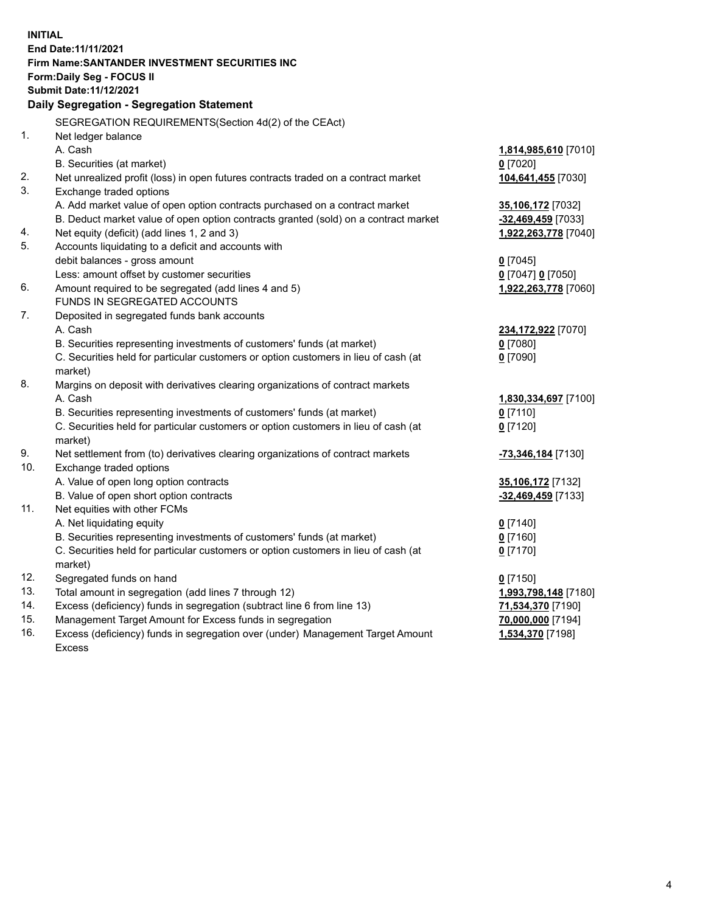**INITIAL**
**End Date:11/11/2021**
**Firm Name:SANTANDER INVESTMENT SECURITIES INC**
**Form:Daily Seg - FOCUS II**
**Submit Date:11/12/2021**

## Daily Segregation - Segregation Statement

SEGREGATION REQUIREMENTS(Section 4d(2) of the CEAct)

| | | |
|---|---|---|
| 1. | Net ledger balance | |
| | A. Cash | **1,814,985,610** [7010] |
| | B. Securities (at market) | **0** [7020] |
| 2. | Net unrealized profit (loss) in open futures contracts traded on a contract market | **104,641,455** [7030] |
| 3. | Exchange traded options | |
| | A. Add market value of open option contracts purchased on a contract market | **35,106,172** [7032] |
| | B. Deduct market value of open option contracts granted (sold) on a contract market | **-32,469,459** [7033] |
| 4. | Net equity (deficit) (add lines 1, 2 and 3) | **1,922,263,778** [7040] |
| 5. | Accounts liquidating to a deficit and accounts with debit balances - gross amount | **0** [7045] |
| | Less: amount offset by customer securities | **0** [7047] **0** [7050] |
| 6. | Amount required to be segregated (add lines 4 and 5) | **1,922,263,778** [7060] |
| | FUNDS IN SEGREGATED ACCOUNTS | |
| 7. | Deposited in segregated funds bank accounts | |
| | A. Cash | **234,172,922** [7070] |
| | B. Securities representing investments of customers' funds (at market) | **0** [7080] |
| | C. Securities held for particular customers or option customers in lieu of cash (at market) | **0** [7090] |
| 8. | Margins on deposit with derivatives clearing organizations of contract markets | |
| | A. Cash | **1,830,334,697** [7100] |
| | B. Securities representing investments of customers' funds (at market) | **0** [7110] |
| | C. Securities held for particular customers or option customers in lieu of cash (at market) | **0** [7120] |
| 9. | Net settlement from (to) derivatives clearing organizations of contract markets | **-73,346,184** [7130] |
| 10. | Exchange traded options | |
| | A. Value of open long option contracts | **35,106,172** [7132] |
| | B. Value of open short option contracts | **-32,469,459** [7133] |
| 11. | Net equities with other FCMs | |
| | A. Net liquidating equity | **0** [7140] |
| | B. Securities representing investments of customers' funds (at market) | **0** [7160] |
| | C. Securities held for particular customers or option customers in lieu of cash (at market) | **0** [7170] |
| 12. | Segregated funds on hand | **0** [7150] |
| 13. | Total amount in segregation (add lines 7 through 12) | **1,993,798,148** [7180] |
| 14. | Excess (deficiency) funds in segregation (subtract line 6 from line 13) | **71,534,370** [7190] |
| 15. | Management Target Amount for Excess funds in segregation | **70,000,000** [7194] |
| 16. | Excess (deficiency) funds in segregation over (under) Management Target Amount Excess | **1,534,370** [7198] |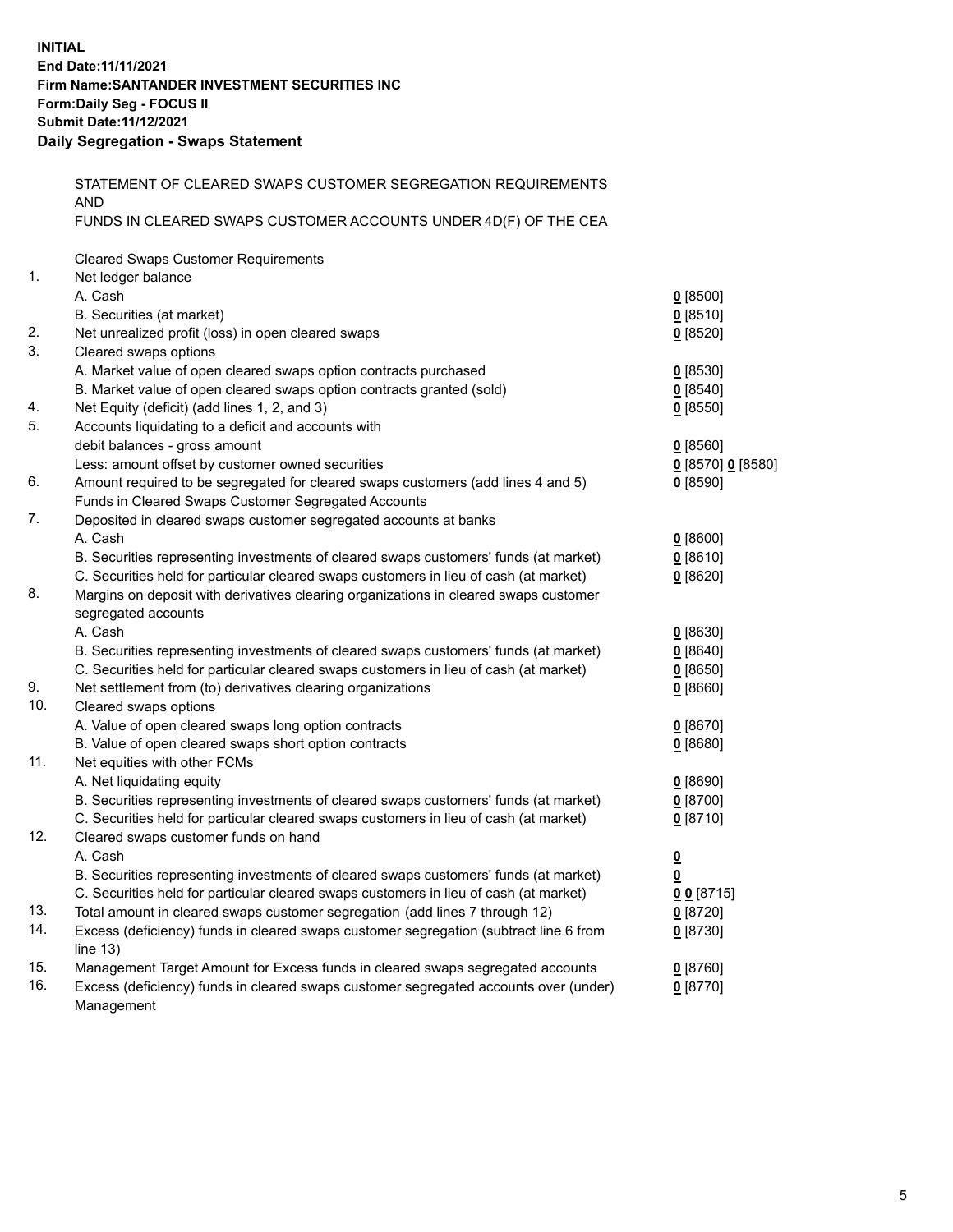**INITIAL**
**End Date:11/11/2021**
**Firm Name:SANTANDER INVESTMENT SECURITIES INC**
**Form:Daily Seg - FOCUS II**
**Submit Date:11/12/2021**
**Daily Segregation - Swaps Statement**

STATEMENT OF CLEARED SWAPS CUSTOMER SEGREGATION REQUIREMENTS AND FUNDS IN CLEARED SWAPS CUSTOMER ACCOUNTS UNDER 4D(F) OF THE CEA

| | | |
|---|---|---|
| | Cleared Swaps Customer Requirements | |
| 1. | Net ledger balance | |
| | A. Cash | 0 [8500] |
| | B. Securities (at market) | 0 [8510] |
| 2. | Net unrealized profit (loss) in open cleared swaps | 0 [8520] |
| 3. | Cleared swaps options | |
| | A. Market value of open cleared swaps option contracts purchased | 0 [8530] |
| | B. Market value of open cleared swaps option contracts granted (sold) | 0 [8540] |
| 4. | Net Equity (deficit) (add lines 1, 2, and 3) | 0 [8550] |
| 5. | Accounts liquidating to a deficit and accounts with | |
| | debit balances - gross amount | 0 [8560] |
| | Less: amount offset by customer owned securities | 0 [8570] 0 [8580] |
| 6. | Amount required to be segregated for cleared swaps customers (add lines 4 and 5) | 0 [8590] |
| | Funds in Cleared Swaps Customer Segregated Accounts | |
| 7. | Deposited in cleared swaps customer segregated accounts at banks | |
| | A. Cash | 0 [8600] |
| | B. Securities representing investments of cleared swaps customers' funds (at market) | 0 [8610] |
| | C. Securities held for particular cleared swaps customers in lieu of cash (at market) | 0 [8620] |
| 8. | Margins on deposit with derivatives clearing organizations in cleared swaps customer segregated accounts | |
| | A. Cash | 0 [8630] |
| | B. Securities representing investments of cleared swaps customers' funds (at market) | 0 [8640] |
| | C. Securities held for particular cleared swaps customers in lieu of cash (at market) | 0 [8650] |
| 9. | Net settlement from (to) derivatives clearing organizations | 0 [8660] |
| 10. | Cleared swaps options | |
| | A. Value of open cleared swaps long option contracts | 0 [8670] |
| | B. Value of open cleared swaps short option contracts | 0 [8680] |
| 11. | Net equities with other FCMs | |
| | A. Net liquidating equity | 0 [8690] |
| | B. Securities representing investments of cleared swaps customers' funds (at market) | 0 [8700] |
| | C. Securities held for particular cleared swaps customers in lieu of cash (at market) | 0 [8710] |
| 12. | Cleared swaps customer funds on hand | |
| | A. Cash | 0 |
| | B. Securities representing investments of cleared swaps customers' funds (at market) | 0 |
| | C. Securities held for particular cleared swaps customers in lieu of cash (at market) | 0 0 [8715] |
| 13. | Total amount in cleared swaps customer segregation (add lines 7 through 12) | 0 [8720] |
| 14. | Excess (deficiency) funds in cleared swaps customer segregation (subtract line 6 from line 13) | 0 [8730] |
| 15. | Management Target Amount for Excess funds in cleared swaps segregated accounts | 0 [8760] |
| 16. | Excess (deficiency) funds in cleared swaps customer segregated accounts over (under) Management | 0 [8770] |